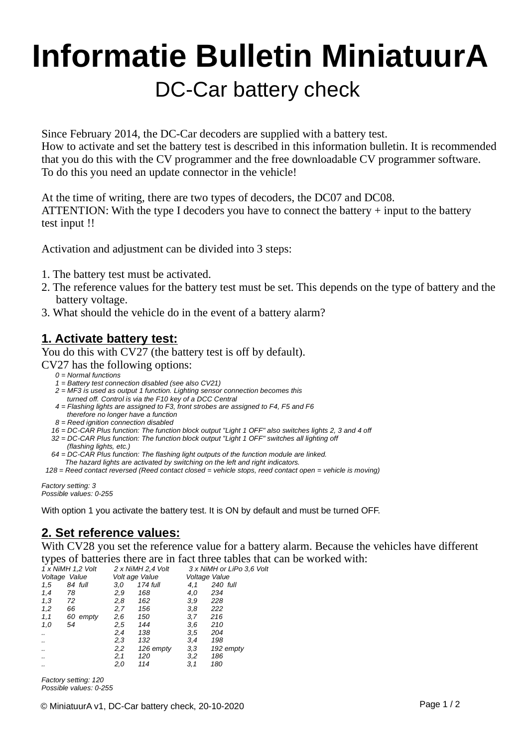# Informatie Bulletin MiniatuurA

## DC-Car battery check

Since February 2014, the DC-Car decoders are supplied with a battery test.
How to activate and set the battery test is described in this information bulletin. It is recommended that you do this with the CV programmer and the free downloadable CV programmer software.
To do this you need an update connector in the vehicle!

At the time of writing, there are two types of decoders, the DC07 and DC08.
ATTENTION: With the type I decoders you have to connect the battery + input to the battery test input !!

Activation and adjustment can be divided into 3 steps:

1. The battery test must be activated.
2. The reference values for the battery test must be set. This depends on the type of battery and the battery voltage.
3. What should the vehicle do in the event of a battery alarm?

### 1. Activate battery test:

You do this with CV27 (the battery test is off by default).
CV27 has the following options:

*0 = Normal functions*
*1 = Battery test connection disabled (see also CV21)*
*2 = MF3 is used as output 1 function. Lighting sensor connection becomes this turned off. Control is via the F10 key of a DCC Central*
*4 = Flashing lights are assigned to F3, front strobes are assigned to F4, F5 and F6 therefore no longer have a function*
*8 = Reed ignition connection disabled*
*16 = DC-CAR Plus function: The function block output "Light 1 OFF" also switches lights 2, 3 and 4 off*
*32 = DC-CAR Plus function: The function block output "Light 1 OFF" switches all lighting off (flashing lights, etc.)*
*64 = DC-CAR Plus function: The flashing light outputs of the function module are linked. The hazard lights are activated by switching on the left and right indicators.*
*128 = Reed contact reversed (Reed contact closed = vehicle stops, reed contact open = vehicle is moving)*

*Factory setting: 3*
*Possible values: 0-255*

With option 1 you activate the battery test. It is ON by default and must be turned OFF.

### 2. Set reference values:

With CV28 you set the reference value for a battery alarm. Because the vehicles have different types of batteries there are in fact three tables that can be worked with:

| 1 x NiMH 1,2 Volt | | 2 x NiMH 2,4 Volt | | 3 x NiMH or LiPo 3,6 Volt | |
|---|---|---|---|---|---|
| Voltage | Value | Volt age | Value | Voltage | Value |
| 1,5 | 84 full | 3,0 | 174 full | 4,1 | 240 full |
| 1,4 | 78 | 2,9 | 168 | 4,0 | 234 |
| 1,3 | 72 | 2,8 | 162 | 3,9 | 228 |
| 1,2 | 66 | 2,7 | 156 | 3,8 | 222 |
| 1,1 | 60 empty | 2,6 | 150 | 3,7 | 216 |
| 1,0 | 54 | 2,5 | 144 | 3,6 | 210 |
| .. | | 2,4 | 138 | 3,5 | 204 |
| .. | | 2,3 | 132 | 3,4 | 198 |
| .. | | 2,2 | 126 empty | 3,3 | 192 empty |
| .. | | 2,1 | 120 | 3,2 | 186 |
| .. | | 2,0 | 114 | 3,1 | 180 |

*Factory setting: 120*
*Possible values: 0-255*

© MiniatuurA v1, DC-Car battery check, 20-10-2020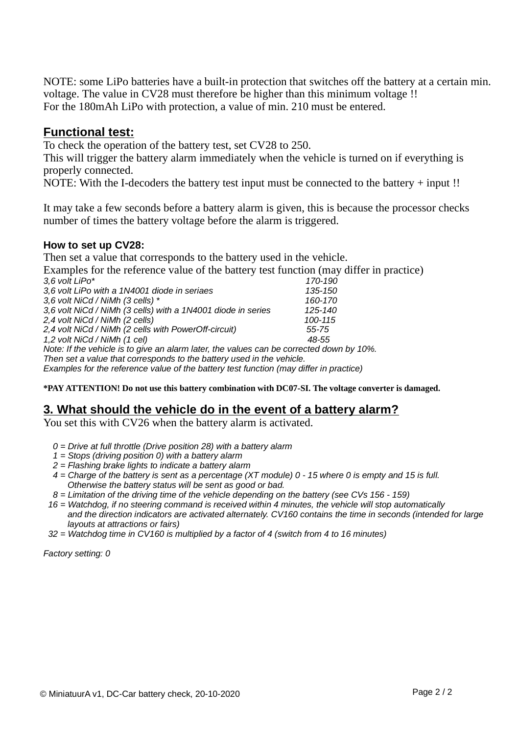NOTE: some LiPo batteries have a built-in protection that switches off the battery at a certain min. voltage. The value in CV28 must therefore be higher than this minimum voltage !!
For the 180mAh LiPo with protection, a value of min. 210 must be entered.

## Functional test:

To check the operation of the battery test, set CV28 to 250.
This will trigger the battery alarm immediately when the vehicle is turned on if everything is properly connected.
NOTE: With the I-decoders the battery test input must be connected to the battery + input !!

It may take a few seconds before a battery alarm is given, this is because the processor checks number of times the battery voltage before the alarm is triggered.

### How to set up CV28:

Then set a value that corresponds to the battery used in the vehicle.
Examples for the reference value of the battery test function (may differ in practice)

| | |
|---|---|
| *3,6 volt LiPo** | *170-190* |
| *3,6 volt LiPo with a 1N4001 diode in seriaes* | *135-150* |
| *3,6 volt NiCd / NiMh (3 cells) ** | *160-170* |
| *3,6 volt NiCd / NiMh (3 cells) with a 1N4001 diode in series* | *125-140* |
| *2,4 volt NiCd / NiMh (2 cells)* | *100-115* |
| *2,4 volt NiCd / NiMh (2 cells with PowerOff-circuit)* | *55-75* |
| *1,2 volt NiCd / NiMh (1 cel)* | *48-55* |

*Note: If the vehicle is to give an alarm later, the values can be corrected down by 10%.*
*Then set a value that corresponds to the battery used in the vehicle.*
*Examples for the reference value of the battery test function (may differ in practice)*

***PAY ATTENTION! Do not use this battery combination with DC07-SI. The voltage converter is damaged.**

## 3. What should the vehicle do in the event of a battery alarm?

You set this with CV26 when the battery alarm is activated.

- *0 = Drive at full throttle (Drive position 28) with a battery alarm*
- *1 = Stops (driving position 0) with a battery alarm*
- *2 = Flashing brake lights to indicate a battery alarm*
- *4 = Charge of the battery is sent as a percentage (XT module) 0 - 15 where 0 is empty and 15 is full. Otherwise the battery status will be sent as good or bad.*
- *8 = Limitation of the driving time of the vehicle depending on the battery (see CVs 156 - 159)*
- *16 = Watchdog, if no steering command is received within 4 minutes, the vehicle will stop automatically and the direction indicators are activated alternately. CV160 contains the time in seconds (intended for large layouts at attractions or fairs)*
- *32 = Watchdog time in CV160 is multiplied by a factor of 4 (switch from 4 to 16 minutes)*

*Factory setting: 0*

© MiniatuurA v1, DC-Car battery check, 20-10-2020